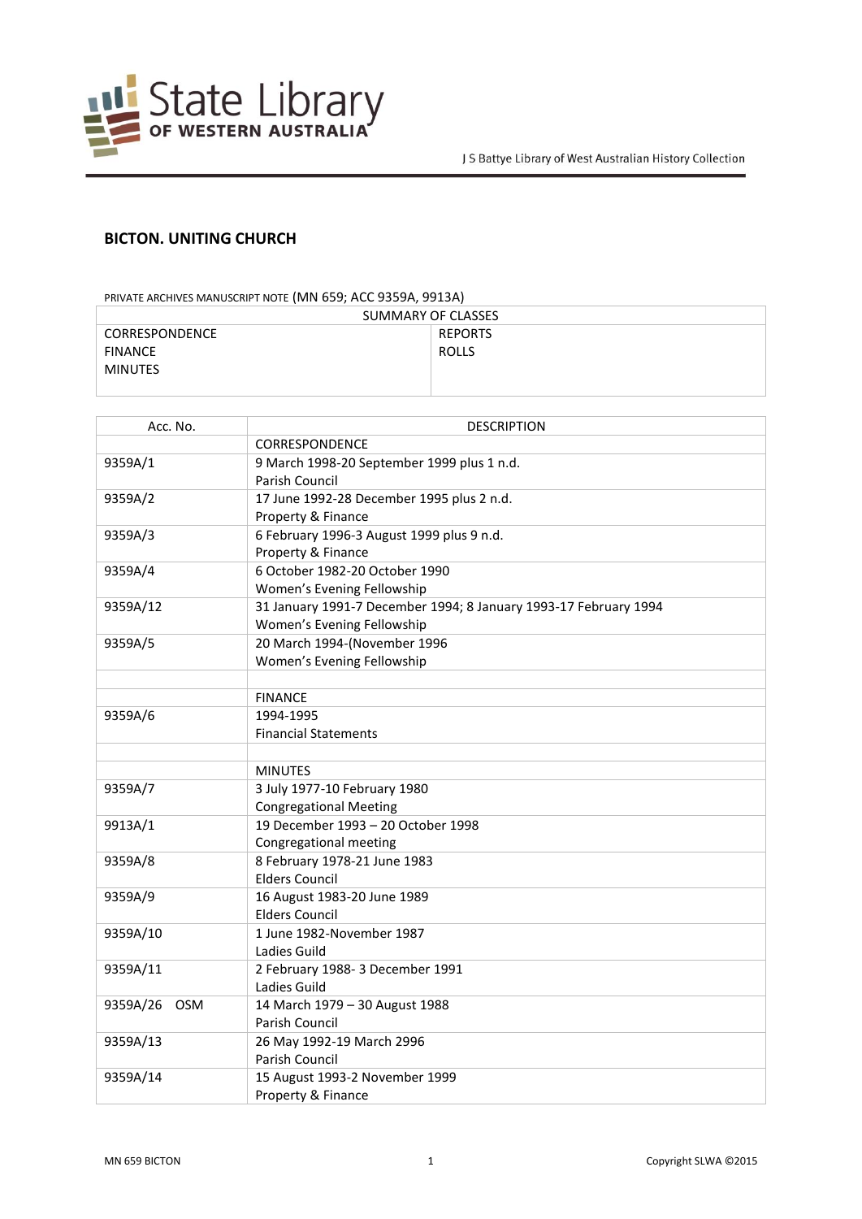# BICTON. UNITING CHURCH

PRIVATE ARCHIVES MANUSCRIPT NOTE (MN 659; ACC 9359A, 9913A)

| SUMMARY OF CLASSES | |
|---|---|
| CORRESPONDENCE<br>FINANCE<br>MINUTES | REPORTS<br>ROLLS |

| Acc. No. | DESCRIPTION |
|---|---|
| | CORRESPONDENCE |
| 9359A/1 | 9 March 1998-20 September 1999 plus 1 n.d.<br>Parish Council |
| 9359A/2 | 17 June 1992-28 December 1995 plus 2 n.d.<br>Property & Finance |
| 9359A/3 | 6 February 1996-3 August 1999 plus 9 n.d.<br>Property & Finance |
| 9359A/4 | 6 October 1982-20 October 1990<br>Women's Evening Fellowship |
| 9359A/12 | 31 January 1991-7 December 1994; 8 January 1993-17 February 1994<br>Women's Evening Fellowship |
| 9359A/5 | 20 March 1994-(November 1996<br>Women's Evening Fellowship |
| | |
| | FINANCE |
| 9359A/6 | 1994-1995<br>Financial Statements |
| | |
| | MINUTES |
| 9359A/7 | 3 July 1977-10 February 1980<br>Congregational Meeting |
| 9913A/1 | 19 December 1993 – 20 October 1998<br>Congregational meeting |
| 9359A/8 | 8 February 1978-21 June 1983<br>Elders Council |
| 9359A/9 | 16 August 1983-20 June 1989<br>Elders Council |
| 9359A/10 | 1 June 1982-November 1987<br>Ladies Guild |
| 9359A/11 | 2 February 1988- 3 December 1991<br>Ladies Guild |
| 9359A/26 OSM | 14 March 1979 – 30 August 1988<br>Parish Council |
| 9359A/13 | 26 May 1992-19 March 2996<br>Parish Council |
| 9359A/14 | 15 August 1993-2 November 1999<br>Property & Finance |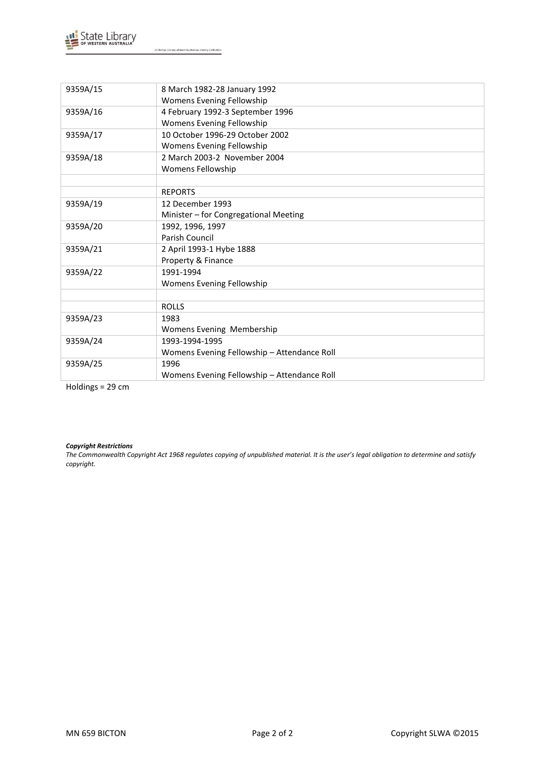| | |
|---|---|
| 9359A/15 | 8 March 1982-28 January 1992<br>Womens Evening Fellowship |
| 9359A/16 | 4 February 1992-3 September 1996<br>Womens Evening Fellowship |
| 9359A/17 | 10 October 1996-29 October 2002<br>Womens Evening Fellowship |
| 9359A/18 | 2 March 2003-2 November 2004<br>Womens Fellowship |
| | |
| | REPORTS |
| 9359A/19 | 12 December 1993<br>Minister – for Congregational Meeting |
| 9359A/20 | 1992, 1996, 1997<br>Parish Council |
| 9359A/21 | 2 April 1993-1 Hybe 1888<br>Property & Finance |
| 9359A/22 | 1991-1994<br>Womens Evening Fellowship |
| | |
| | ROLLS |
| 9359A/23 | 1983<br>Womens Evening Membership |
| 9359A/24 | 1993-1994-1995<br>Womens Evening Fellowship – Attendance Roll |
| 9359A/25 | 1996<br>Womens Evening Fellowship – Attendance Roll |

Holdings = 29 cm

***Copyright Restrictions***

*The Commonwealth Copyright Act 1968 regulates copying of unpublished material. It is the user's legal obligation to determine and satisfy copyright.*